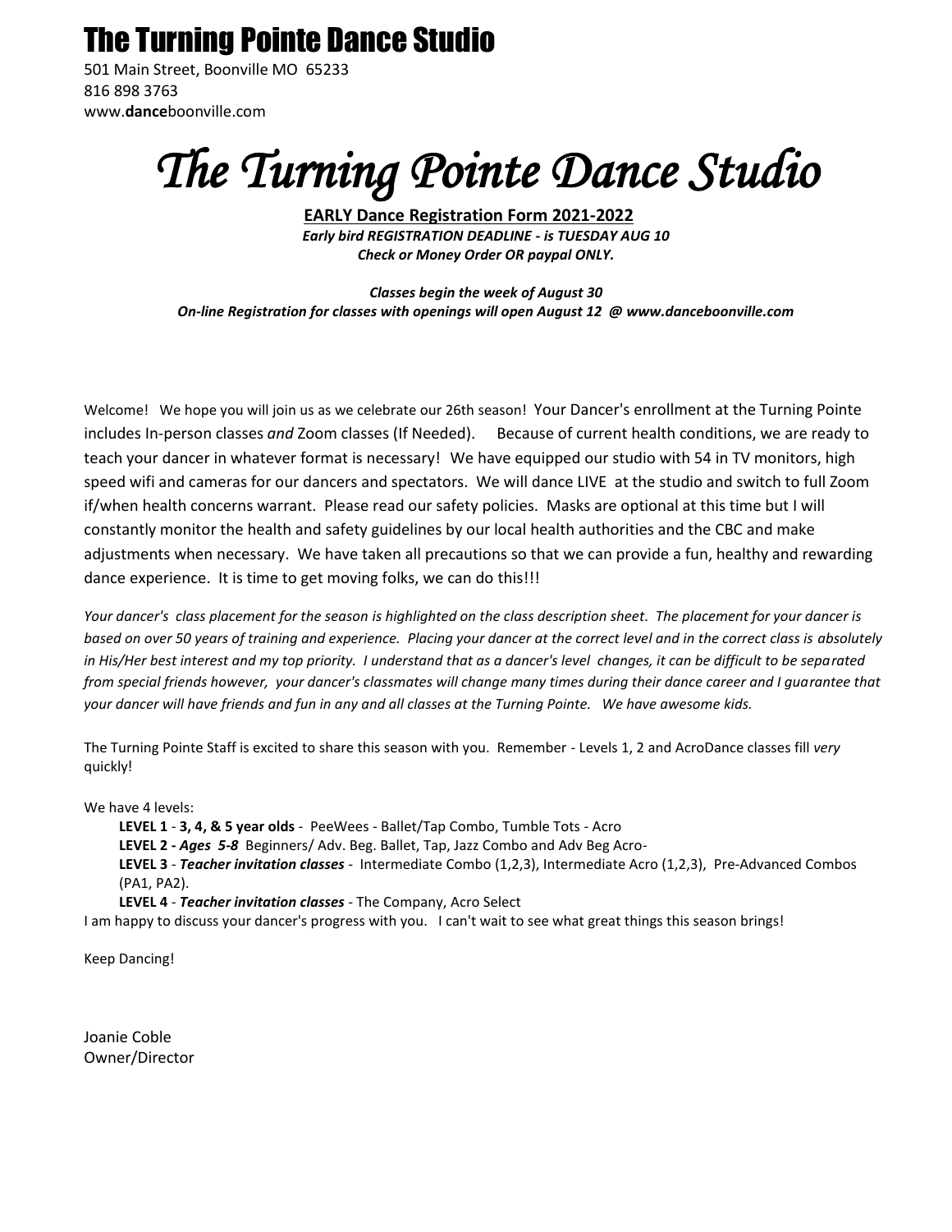# The Turning Pointe Dance Studio

501 Main Street, Boonville MO 65233
816 898 3763
www.**dance**boonville.com

# *The Turning Pointe Dance Studio*

**EARLY Dance Registration Form 2021-2022**
***Early bird REGISTRATION DEADLINE - is TUESDAY AUG 10***
***Check or Money Order OR paypal ONLY.***

***Classes begin the week of August 30***
***On-line Registration for classes with openings will open August 12 @ www.danceboonville.com***

Welcome! We hope you will join us as we celebrate our 26th season! Your Dancer's enrollment at the Turning Pointe includes In-person classes *and* Zoom classes (If Needed). Because of current health conditions, we are ready to teach your dancer in whatever format is necessary! We have equipped our studio with 54 in TV monitors, high speed wifi and cameras for our dancers and spectators. We will dance LIVE at the studio and switch to full Zoom if/when health concerns warrant. Please read our safety policies. Masks are optional at this time but I will constantly monitor the health and safety guidelines by our local health authorities and the CBC and make adjustments when necessary. We have taken all precautions so that we can provide a fun, healthy and rewarding dance experience. It is time to get moving folks, we can do this!!!

*Your dancer's class placement for the season is highlighted on the class description sheet. The placement for your dancer is based on over 50 years of training and experience. Placing your dancer at the correct level and in the correct class is absolutely in His/Her best interest and my top priority. I understand that as a dancer's level changes, it can be difficult to be separated from special friends however, your dancer's classmates will change many times during their dance career and I guarantee that your dancer will have friends and fun in any and all classes at the Turning Pointe. We have awesome kids.*

The Turning Pointe Staff is excited to share this season with you. Remember - Levels 1, 2 and AcroDance classes fill *very* quickly!

We have 4 levels:

- **LEVEL 1** - **3, 4, & 5 year olds** - PeeWees - Ballet/Tap Combo, Tumble Tots - Acro
- **LEVEL 2 -** ***Ages 5-8*** Beginners/ Adv. Beg. Ballet, Tap, Jazz Combo and Adv Beg Acro-
- **LEVEL 3** - ***Teacher invitation classes*** - Intermediate Combo (1,2,3), Intermediate Acro (1,2,3), Pre-Advanced Combos (PA1, PA2).
- **LEVEL 4** - ***Teacher invitation classes*** - The Company, Acro Select

I am happy to discuss your dancer's progress with you. I can't wait to see what great things this season brings!

Keep Dancing!

Joanie Coble
Owner/Director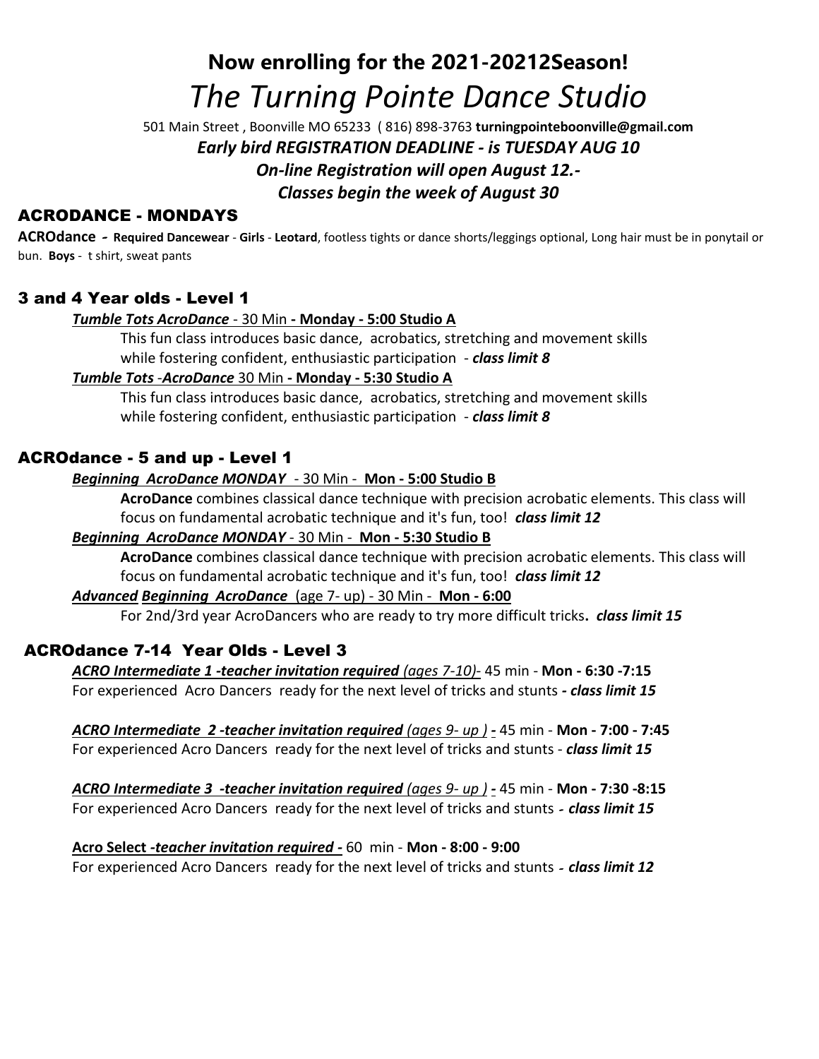# Now enrolling for the 2021-20212Season!

# *The Turning Pointe Dance Studio*

501 Main Street , Boonville MO 65233 ( 816) 898-3763 **turningpointeboonville@gmail.com**

***Early bird REGISTRATION DEADLINE - is TUESDAY AUG 10***

***On-line Registration will open August 12.-***

***Classes begin the week of August 30***

## ACRODANCE - MONDAYS

**ACROdance** *-* **Required Dancewear** - **Girls** - **Leotard**, footless tights or dance shorts/leggings optional, Long hair must be in ponytail or bun. **Boys** - t shirt, sweat pants

### 3 and 4 Year olds - Level 1

***Tumble Tots AcroDance*** - 30 Min **- Monday - 5:00 Studio A**

This fun class introduces basic dance, acrobatics, stretching and movement skills while fostering confident, enthusiastic participation - ***class limit 8***

***Tumble Tots -AcroDance*** 30 Min **- Monday - 5:30 Studio A**

This fun class introduces basic dance, acrobatics, stretching and movement skills while fostering confident, enthusiastic participation - ***class limit 8***

### ACROdance - 5 and up - Level 1

***Beginning AcroDance MONDAY*** - 30 Min - **Mon - 5:00 Studio B**

**AcroDance** combines classical dance technique with precision acrobatic elements. This class will focus on fundamental acrobatic technique and it's fun, too! ***class limit 12***

***Beginning AcroDance MONDAY*** - 30 Min - **Mon - 5:30 Studio B**

**AcroDance** combines classical dance technique with precision acrobatic elements. This class will focus on fundamental acrobatic technique and it's fun, too! ***class limit 12***

***Advanced Beginning AcroDance*** (age 7- up) - 30 Min - **Mon - 6:00**

For 2nd/3rd year AcroDancers who are ready to try more difficult tricks**.** ***class limit 15***

### ACROdance 7-14 Year Olds - Level 3

***ACRO Intermediate 1 -teacher invitation required*** *(ages 7-10)-* 45 min - **Mon - 6:30 -7:15**
For experienced Acro Dancers ready for the next level of tricks and stunts ***- class limit 15***

***ACRO Intermediate 2 -teacher invitation required*** *(ages 9- up )* **-** 45 min - **Mon - 7:00 - 7:45**
For experienced Acro Dancers ready for the next level of tricks and stunts - ***class limit 15***

***ACRO Intermediate 3 -teacher invitation required*** *(ages 9- up )* **-** 45 min - **Mon - 7:30 -8:15**
For experienced Acro Dancers ready for the next level of tricks and stunts *-* ***class limit 15***

**Acro Select -*teacher invitation required -*** 60 min - **Mon - 8:00 - 9:00**
For experienced Acro Dancers ready for the next level of tricks and stunts *-* ***class limit 12***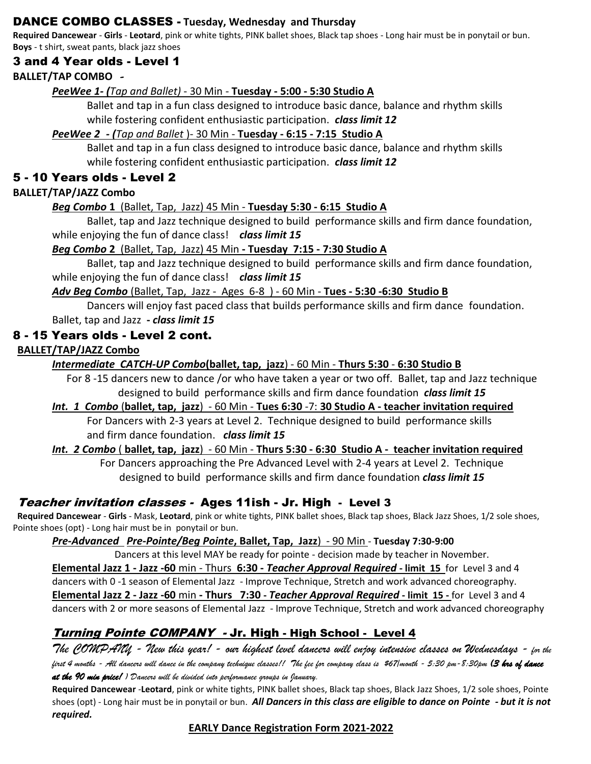## DANCE COMBO CLASSES - Tuesday, Wednesday and Thursday

**Required Dancewear** - **Girls** - **Leotard**, pink or white tights, PINK ballet shoes, Black tap shoes - Long hair must be in ponytail or bun.
**Boys** - t shirt, sweat pants, black jazz shoes

### 3 and 4 Year olds - Level 1

**BALLET/TAP COMBO** *-*

***PeeWee 1- (**Tap and Ballet)* - 30 Min - **Tuesday - 5:00 - 5:30 Studio A**

Ballet and tap in a fun class designed to introduce basic dance, balance and rhythm skills while fostering confident enthusiastic participation. ***class limit 12***

***PeeWee 2 - (**Tap and Ballet* )- 30 Min - **Tuesday - 6:15 - 7:15 Studio A**

Ballet and tap in a fun class designed to introduce basic dance, balance and rhythm skills while fostering confident enthusiastic participation. ***class limit 12***

### 5 - 10 Years olds - Level 2

**BALLET/TAP/JAZZ Combo**

***Beg Combo* 1** (Ballet, Tap, Jazz) 45 Min - **Tuesday 5:30 - 6:15 Studio A**

Ballet, tap and Jazz technique designed to build performance skills and firm dance foundation, while enjoying the fun of dance class! ***class limit 15***

***Beg Combo* 2** (Ballet, Tap, Jazz) 45 Min **- Tuesday 7:15 - 7:30 Studio A**

Ballet, tap and Jazz technique designed to build performance skills and firm dance foundation, while enjoying the fun of dance class! ***class limit 15***

***Adv Beg Combo*** (Ballet, Tap, Jazz - Ages 6-8 ) - 60 Min - **Tues - 5:30 -6:30 Studio B**

Dancers will enjoy fast paced class that builds performance skills and firm dance foundation. Ballet, tap and Jazz **-** ***class limit 15***

### 8 - 15 Years olds - Level 2 cont.

**BALLET/TAP/JAZZ Combo**

***Intermediate CATCH-UP Combo*(ballet, tap, jazz**) - 60 Min - **Thurs 5:30** - **6:30 Studio B**

For 8 -15 dancers new to dance /or who have taken a year or two off. Ballet, tap and Jazz technique designed to build performance skills and firm dance foundation ***class limit 15***

***Int. 1 Combo*** (**ballet, tap, jazz**) - 60 Min - **Tues 6:30** -7: **30 Studio A - teacher invitation required**

For Dancers with 2-3 years at Level 2. Technique designed to build performance skills and firm dance foundation. ***class limit 15***

***Int. 2 Combo*** ( **ballet, tap, jazz**) - 60 Min - **Thurs 5:30 - 6:30 Studio A - teacher invitation required**

For Dancers approaching the Pre Advanced Level with 2-4 years at Level 2. Technique designed to build performance skills and firm dance foundation ***class limit 15***

### *Teacher invitation classes -* Ages 11ish - Jr. High - Level 3

**Required Dancewear** - **Girls** - Mask, **Leotard**, pink or white tights, PINK ballet shoes, Black tap shoes, Black Jazz Shoes, 1/2 sole shoes, Pointe shoes (opt) - Long hair must be in ponytail or bun.

***Pre-Advanced Pre-Pointe/Beg Pointe*, Ballet, Tap, Jazz**) - 90 Min - **Tuesday 7:30-9:00**

Dancers at this level MAY be ready for pointe - decision made by teacher in November.

**Elemental Jazz 1 - Jazz -60** min - Thurs **6:30 -** ***Teacher Approval Required*** **- limit 15** for Level 3 and 4 dancers with 0 -1 season of Elemental Jazz - Improve Technique, Stretch and work advanced choreography.

**Elemental Jazz 2 - Jazz -60** min **- Thurs 7:30 -** ***Teacher Approval Required*** **- limit 15 -** for Level 3 and 4 dancers with 2 or more seasons of Elemental Jazz - Improve Technique, Stretch and work advanced choreography

### *Turning Pointe COMPANY -* Jr. High - High School - Level 4

*The COMPANY - New this year! - our highest level dancers will enjoy intensive classes on Wednesdays - for the first 4 months - All dancers will dance in the company technique classes!! The fee for company class is $67/month - 5:30 pm-8:30pm* ***(3 hrs of dance at the 90 min price!*** *) Dancers will be divided into performance groups in January.*

**Required Dancewear** -**Leotard**, pink or white tights, PINK ballet shoes, Black tap shoes, Black Jazz Shoes, 1/2 sole shoes, Pointe shoes (opt) - Long hair must be in ponytail or bun. ***All Dancers in this class are eligible to dance on Pointe - but it is not required.***

**EARLY Dance Registration Form 2021-2022**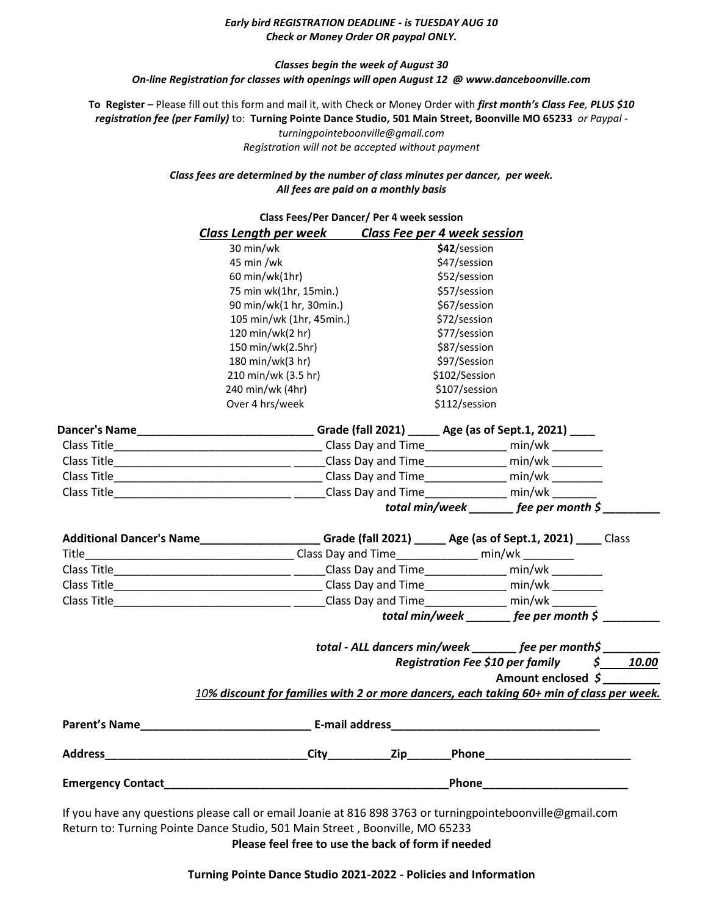***Early bird REGISTRATION DEADLINE - is TUESDAY AUG 10***
***Check or Money Order OR paypal ONLY.***

***Classes begin the week of August 30***
***On-line Registration for classes with openings will open August 12 @ www.danceboonville.com***

**To Register** – Please fill out this form and mail it, with Check or Money Order with ***first month's Class Fee, PLUS $10 registration fee (per Family)*** to: **Turning Pointe Dance Studio, 501 Main Street, Boonville MO 65233** *or Paypal - turningpointeboonville@gmail.com*
*Registration will not be accepted without payment*

***Class fees are determined by the number of class minutes per dancer, per week.***
***All fees are paid on a monthly basis***

**Class Fees/Per Dancer/ Per 4 week session**

| *Class Length per week* | *Class Fee per 4 week session* |
|---|---|
| 30 min/wk | **$42**/session |
| 45 min /wk | $47/session |
| 60 min/wk(1hr) | $52/session |
| 75 min wk(1hr, 15min.) | $57/session |
| 90 min/wk(1 hr, 30min.) | $67/session |
| 105 min/wk (1hr, 45min.) | $72/session |
| 120 min/wk(2 hr) | $77/session |
| 150 min/wk(2.5hr) | $87/session |
| 180 min/wk(3 hr) | $97/Session |
| 210 min/wk (3.5 hr) | $102/Session |
| 240 min/wk (4hr) | $107/session |
| Over 4 hrs/week | $112/session |

**Dancer's Name**____________________________ **Grade (fall 2021)** _____ **Age (as of Sept.1, 2021)** ____
Class Title_________________________________ Class Day and Time_____________ min/wk ________
Class Title____________________________ _____Class Day and Time_____________ min/wk ________
Class Title_________________________________ Class Day and Time_____________ min/wk ________
Class Title____________________________ _____Class Day and Time_____________ min/wk _______
***total min/week _______ fee per month $ _________***

**Additional Dancer's Name**___________________ **Grade (fall 2021)** _____ **Age (as of Sept.1, 2021)** ____ Class Title_________________________________ Class Day and Time_____________ min/wk ________
Class Title____________________________ _____Class Day and Time_____________ min/wk ________
Class Title_________________________________ Class Day and Time_____________ min/wk ________
Class Title____________________________ _____Class Day and Time_____________ min/wk _______
***total min/week _______ fee per month $ _________***

***total - ALL dancers min/week _______ fee per month$ _________***
***Registration Fee $10 per family $ 10.00***
**Amount enclosed** ***$ _________***
*10% discount for families with 2 or more dancers, each taking 60+ min of class per week.*

**Parent's Name**___________________________ **E-mail address**_________________________________

**Address**_______________________________**City**__________**Zip**_______**Phone**_______________________

**Emergency Contact**_______________________________________________**Phone**_______________________

If you have any questions please call or email Joanie at 816 898 3763 or turningpointeboonville@gmail.com
Return to: Turning Pointe Dance Studio, 501 Main Street , Boonville, MO 65233
**Please feel free to use the back of form if needed**

**Turning Pointe Dance Studio 2021-2022 - Policies and Information**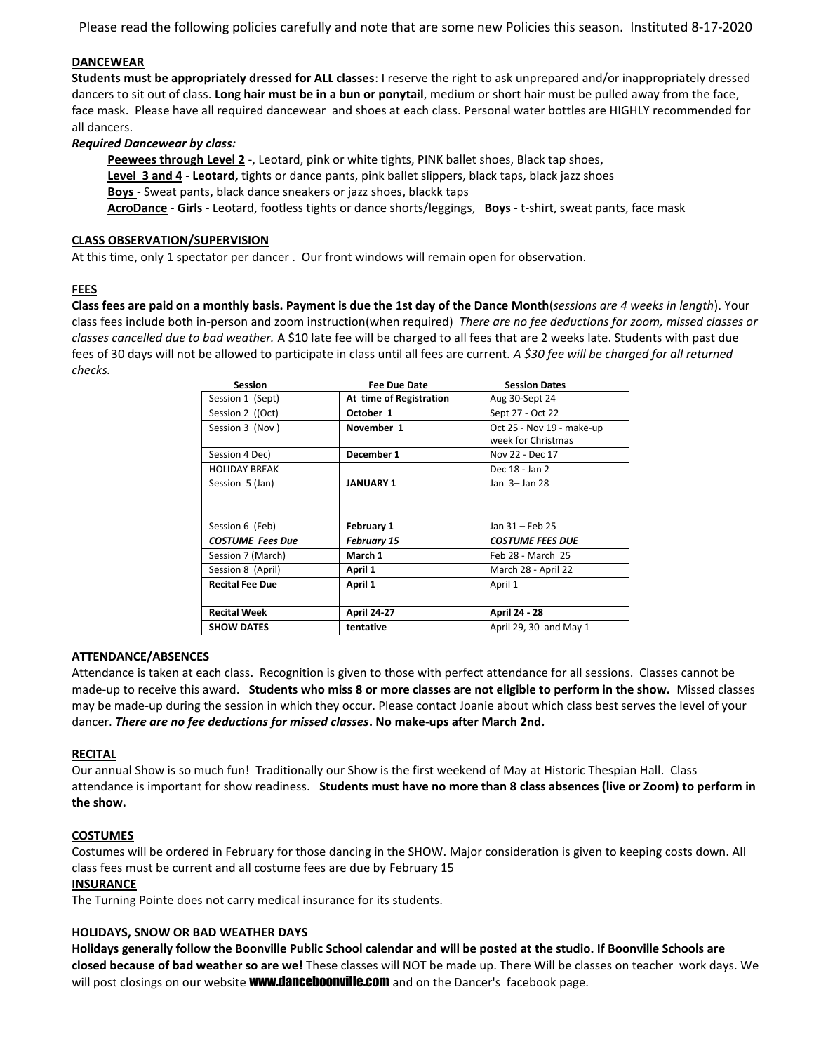Please read the following policies carefully and note that are some new Policies this season. Instituted 8-17-2020

## DANCEWEAR

**Students must be appropriately dressed for ALL classes**: I reserve the right to ask unprepared and/or inappropriately dressed dancers to sit out of class. **Long hair must be in a bun or ponytail**, medium or short hair must be pulled away from the face, face mask. Please have all required dancewear and shoes at each class. Personal water bottles are HIGHLY recommended for all dancers.

***Required Dancewear by class:***

- **Peewees through Level 2** -, Leotard, pink or white tights, PINK ballet shoes, Black tap shoes,
- **Level 3 and 4** - **Leotard,** tights or dance pants, pink ballet slippers, black taps, black jazz shoes
- **Boys** - Sweat pants, black dance sneakers or jazz shoes, blackk taps
- **AcroDance** - **Girls** - Leotard, footless tights or dance shorts/leggings, **Boys** - t-shirt, sweat pants, face mask

## CLASS OBSERVATION/SUPERVISION

At this time, only 1 spectator per dancer . Our front windows will remain open for observation.

## FEES

**Class fees are paid on a monthly basis. Payment is due the 1st day of the Dance Month**(*sessions are 4 weeks in length*). Your class fees include both in-person and zoom instruction(when required) *There are no fee deductions for zoom, missed classes or classes cancelled due to bad weather.* A $10 late fee will be charged to all fees that are 2 weeks late. Students with past due fees of 30 days will not be allowed to participate in class until all fees are current. *A $30 fee will be charged for all returned checks.*

| Session | Fee Due Date | Session Dates |
|---|---|---|
| Session 1 (Sept) | **At time of Registration** | Aug 30-Sept 24 |
| Session 2 ((Oct) | **October 1** | Sept 27 - Oct 22 |
| Session 3 (Nov ) | **November 1** | Oct 25 - Nov 19 - make-up week for Christmas |
| Session 4 Dec) | **December 1** | Nov 22 - Dec 17 |
| HOLIDAY BREAK | | Dec 18 - Jan 2 |
| Session 5 (Jan) | **JANUARY 1** | Jan 3– Jan 28 |
| Session 6 (Feb) | **February 1** | Jan 31 – Feb 25 |
| ***COSTUME Fees Due*** | ***February 15*** | ***COSTUME FEES DUE*** |
| Session 7 (March) | **March 1** | Feb 28 - March 25 |
| Session 8 (April) | **April 1** | March 28 - April 22 |
| **Recital Fee Due** | **April 1** | April 1 |
| **Recital Week** | **April 24-27** | **April 24 - 28** |
| **SHOW DATES** | **tentative** | April 29, 30 and May 1 |

## ATTENDANCE/ABSENCES

Attendance is taken at each class. Recognition is given to those with perfect attendance for all sessions. Classes cannot be made-up to receive this award. **Students who miss 8 or more classes are not eligible to perform in the show.** Missed classes may be made-up during the session in which they occur. Please contact Joanie about which class best serves the level of your dancer. ***There are no fee deductions for missed classes*. No make-ups after March 2nd.**

## RECITAL

Our annual Show is so much fun! Traditionally our Show is the first weekend of May at Historic Thespian Hall. Class attendance is important for show readiness. **Students must have no more than 8 class absences (live or Zoom) to perform in the show.**

## COSTUMES

Costumes will be ordered in February for those dancing in the SHOW. Major consideration is given to keeping costs down. All class fees must be current and all costume fees are due by February 15

## INSURANCE

The Turning Pointe does not carry medical insurance for its students.

## HOLIDAYS, SNOW OR BAD WEATHER DAYS

**Holidays generally follow the Boonville Public School calendar and will be posted at the studio. If Boonville Schools are closed because of bad weather so are we!** These classes will NOT be made up. There Will be classes on teacher work days. We will post closings on our website **www.danceboonville.com** and on the Dancer's facebook page.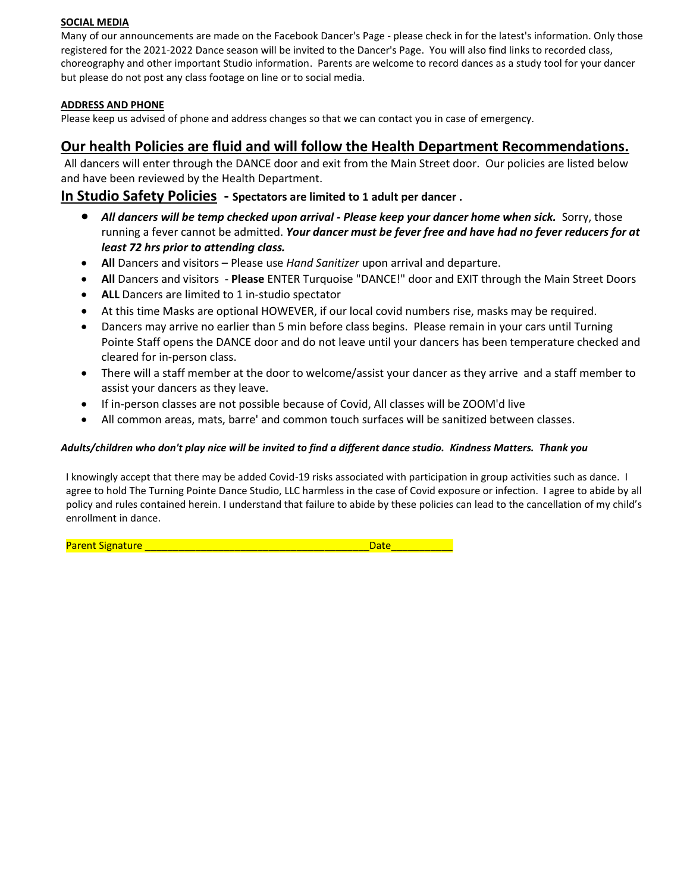**SOCIAL MEDIA**

Many of our announcements are made on the Facebook Dancer's Page - please check in for the latest's information. Only those registered for the 2021-2022 Dance season will be invited to the Dancer's Page. You will also find links to recorded class, choreography and other important Studio information. Parents are welcome to record dances as a study tool for your dancer but please do not post any class footage on line or to social media.

**ADDRESS AND PHONE**

Please keep us advised of phone and address changes so that we can contact you in case of emergency.

## Our health Policies are fluid and will follow the Health Department Recommendations.

All dancers will enter through the DANCE door and exit from the Main Street door. Our policies are listed below and have been reviewed by the Health Department.

## In Studio Safety Policies - Spectators are limited to 1 adult per dancer .

- ***All dancers will be temp checked upon arrival - Please keep your dancer home when sick.*** Sorry, those running a fever cannot be admitted. ***Your dancer must be fever free and have had no fever reducers for at least 72 hrs prior to attending class.***
- **All** Dancers and visitors – Please use *Hand Sanitizer* upon arrival and departure.
- **All** Dancers and visitors - **Please** ENTER Turquoise "DANCE!" door and EXIT through the Main Street Doors
- **ALL** Dancers are limited to 1 in-studio spectator
- At this time Masks are optional HOWEVER, if our local covid numbers rise, masks may be required.
- Dancers may arrive no earlier than 5 min before class begins. Please remain in your cars until Turning Pointe Staff opens the DANCE door and do not leave until your dancers has been temperature checked and cleared for in-person class.
- There will a staff member at the door to welcome/assist your dancer as they arrive and a staff member to assist your dancers as they leave.
- If in-person classes are not possible because of Covid, All classes will be ZOOM'd live
- All common areas, mats, barre' and common touch surfaces will be sanitized between classes.

***Adults/children who don't play nice will be invited to find a different dance studio. Kindness Matters. Thank you***

I knowingly accept that there may be added Covid-19 risks associated with participation in group activities such as dance. I agree to hold The Turning Pointe Dance Studio, LLC harmless in the case of Covid exposure or infection. I agree to abide by all policy and rules contained herein. I understand that failure to abide by these policies can lead to the cancellation of my child's enrollment in dance.

Parent Signature _______________________________________Date__________